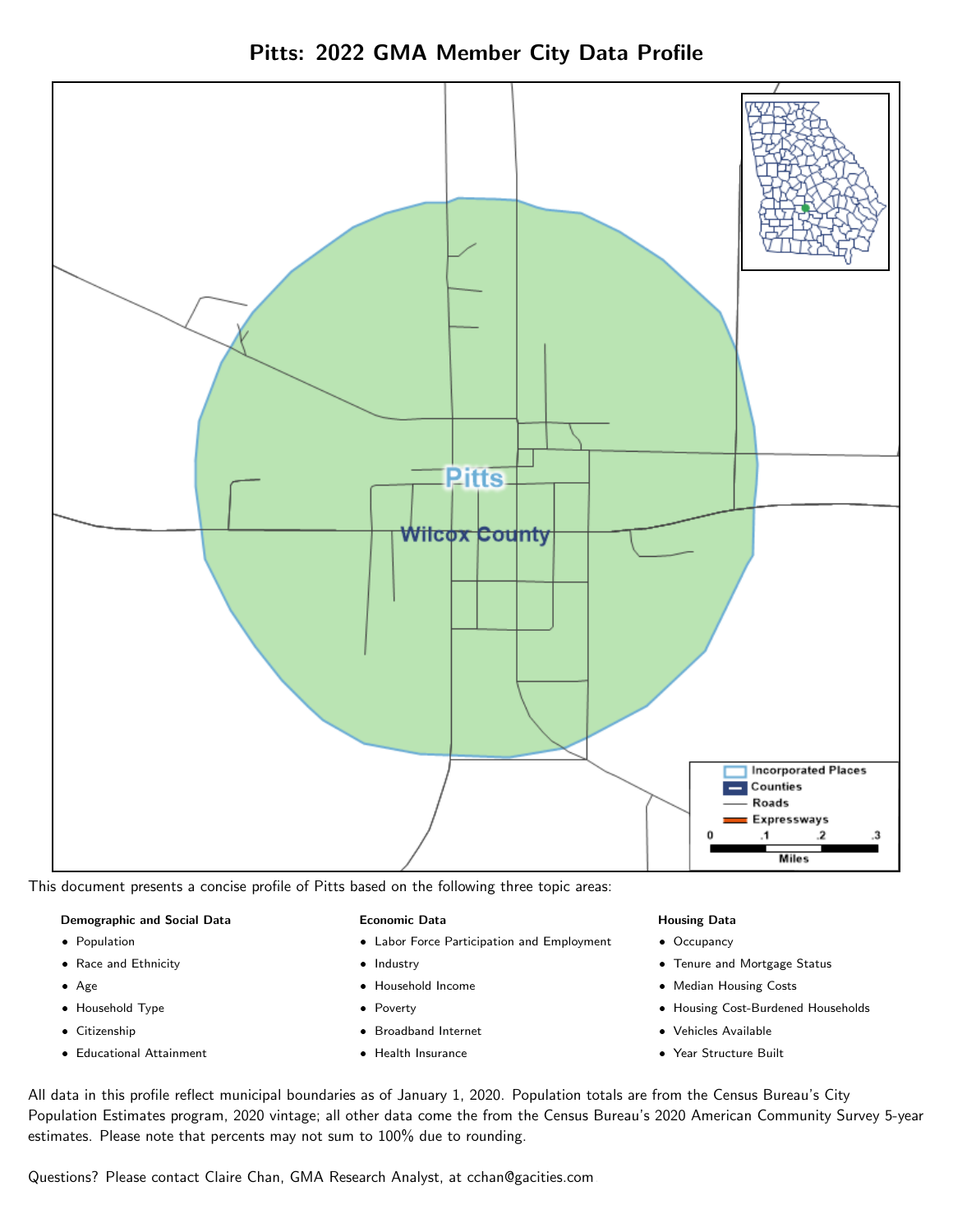# Pitts: 2022 GMA Member City Data Profile

This document presents a concise profile of Pitts based on the following three topic areas:

**Demographic and Social Data**

- Population
- Race and Ethnicity
- Age
- Household Type
- Citizenship
- Educational Attainment

**Economic Data**

- Labor Force Participation and Employment
- Industry
- Household Income
- Poverty
- Broadband Internet
- Health Insurance

**Housing Data**

- Occupancy
- Tenure and Mortgage Status
- Median Housing Costs
- Housing Cost-Burdened Households
- Vehicles Available
- Year Structure Built

All data in this profile reflect municipal boundaries as of January 1, 2020. Population totals are from the Census Bureau's City Population Estimates program, 2020 vintage; all other data come the from the Census Bureau's 2020 American Community Survey 5-year estimates. Please note that percents may not sum to 100% due to rounding.

Questions? Please contact Claire Chan, GMA Research Analyst, at cchan@gacities.com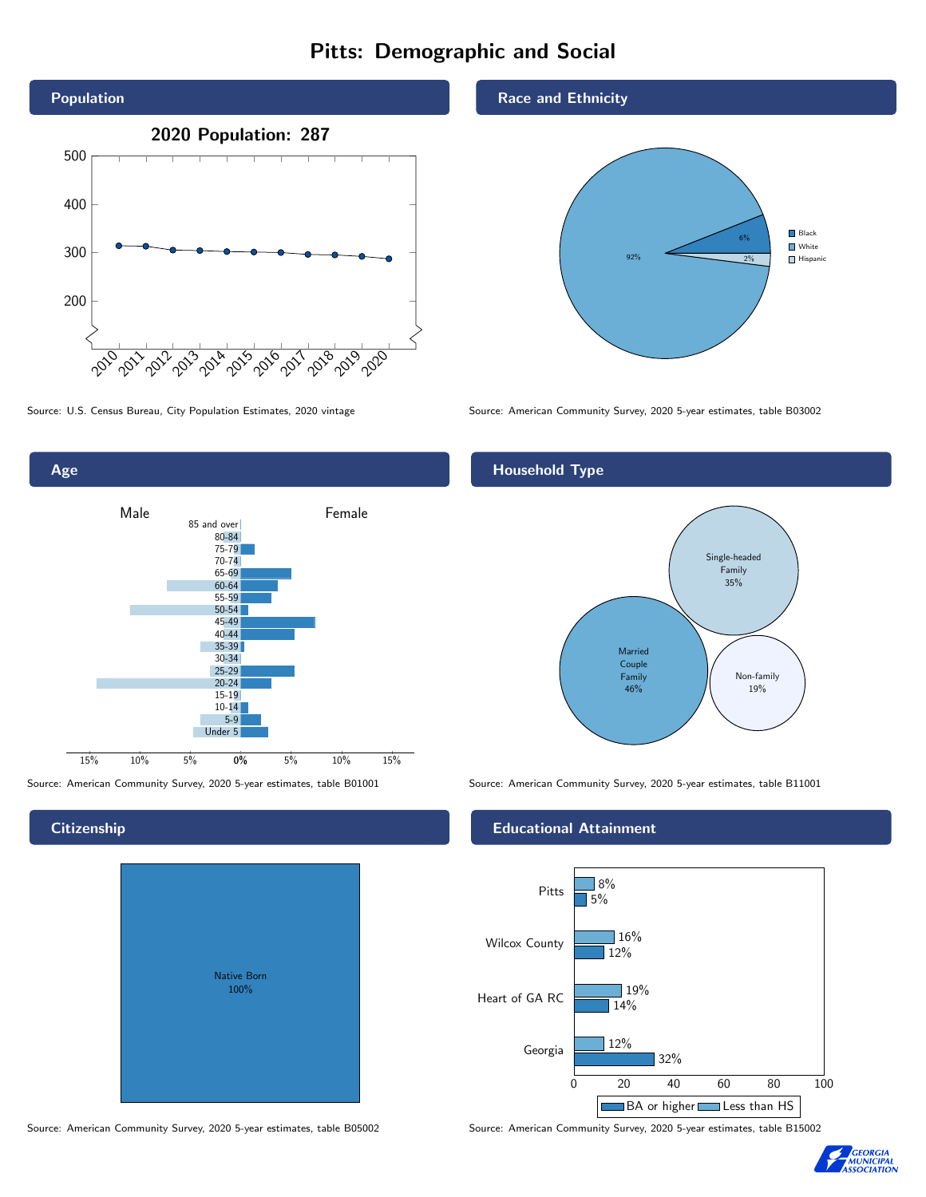# Pitts: Demographic and Social

## Population

**2020 Population: 287**

Source: U.S. Census Bureau, City Population Estimates, 2020 vintage

## Race and Ethnicity

| Race/Ethnicity | Share |
|---|---|
| Black | 6% |
| White | 92% |
| Hispanic | 2% |

Source: American Community Survey, 2020 5-year estimates, table B03002

## Age

Source: American Community Survey, 2020 5-year estimates, table B01001

## Household Type

| Household Type | Share |
|---|---|
| Married Couple Family | 46% |
| Single-headed Family | 35% |
| Non-family | 19% |

Source: American Community Survey, 2020 5-year estimates, table B11001

## Citizenship

Native Born 100%

Source: American Community Survey, 2020 5-year estimates, table B05002

## Educational Attainment

| Area | Less than HS | BA or higher |
|---|---|---|
| Pitts | 8% | 5% |
| Wilcox County | 16% | 12% |
| Heart of GA RC | 19% | 14% |
| Georgia | 12% | 32% |

Source: American Community Survey, 2020 5-year estimates, table B15002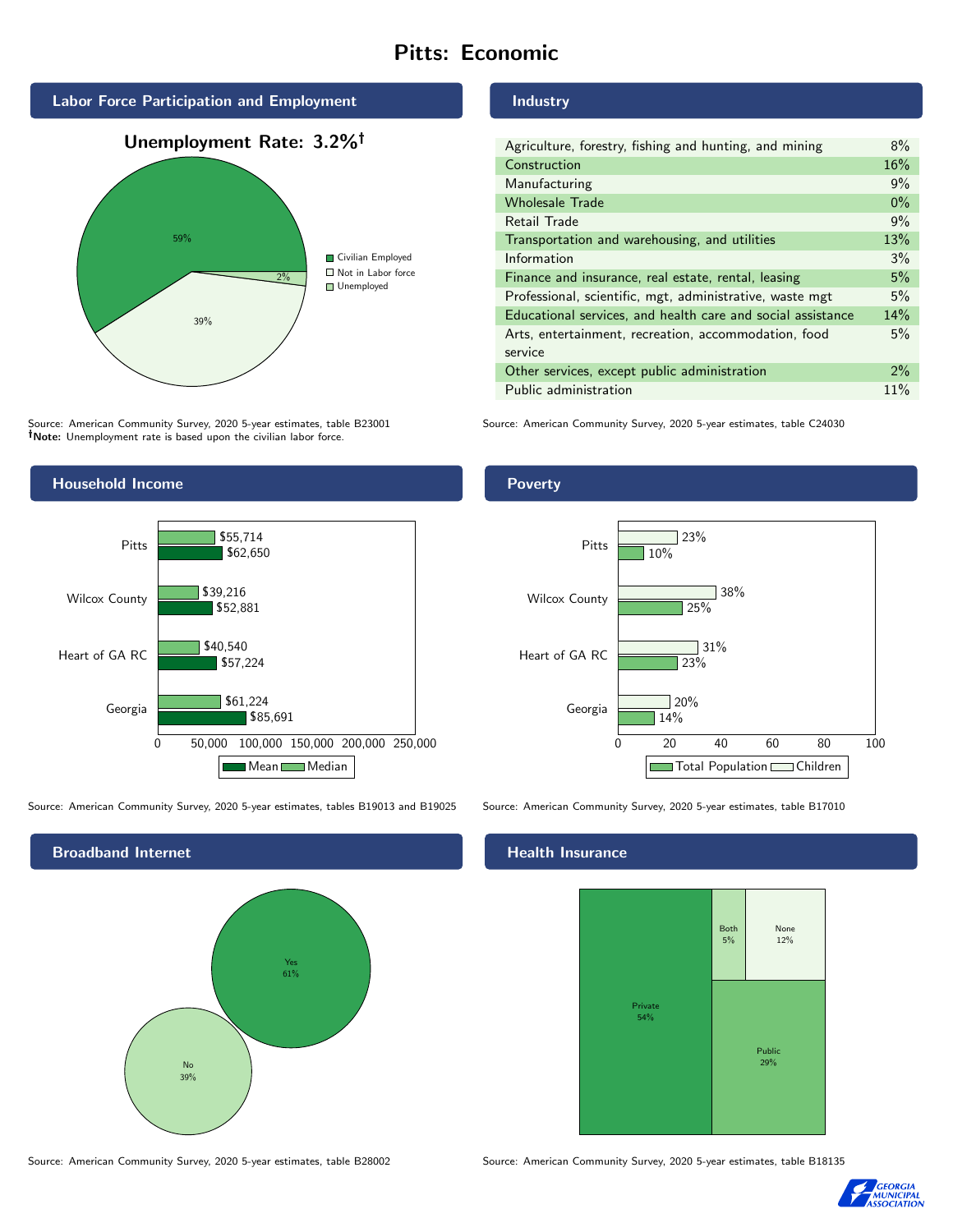# Pitts: Economic

## Labor Force Participation and Employment

**Unemployment Rate: 3.2%†**

| Category | Percent |
| --- | --- |
| Civilian Employed | 59% |
| Not in Labor force | 39% |
| Unemployed | 2% |

Source: American Community Survey, 2020 5-year estimates, table B23001
**†Note:** Unemployment rate is based upon the civilian labor force.

## Industry

| Industry | Percent |
| --- | --- |
| Agriculture, forestry, fishing and hunting, and mining | 8% |
| Construction | 16% |
| Manufacturing | 9% |
| Wholesale Trade | 0% |
| Retail Trade | 9% |
| Transportation and warehousing, and utilities | 13% |
| Information | 3% |
| Finance and insurance, real estate, rental, leasing | 5% |
| Professional, scientific, mgt, administrative, waste mgt | 5% |
| Educational services, and health care and social assistance | 14% |
| Arts, entertainment, recreation, accommodation, food service | 5% |
| Other services, except public administration | 2% |
| Public administration | 11% |

Source: American Community Survey, 2020 5-year estimates, table C24030

## Household Income

| | Median | Mean |
| --- | --- | --- |
| Pitts | $55,714 | $62,650 |
| Wilcox County | $39,216 | $52,881 |
| Heart of GA RC | $40,540 | $57,224 |
| Georgia | $61,224 | $85,691 |

Source: American Community Survey, 2020 5-year estimates, tables B19013 and B19025

## Poverty

| | Children | Total Population |
| --- | --- | --- |
| Pitts | 23% | 10% |
| Wilcox County | 38% | 25% |
| Heart of GA RC | 31% | 23% |
| Georgia | 20% | 14% |

Source: American Community Survey, 2020 5-year estimates, table B17010

## Broadband Internet

| Response | Percent |
| --- | --- |
| Yes | 61% |
| No | 39% |

Source: American Community Survey, 2020 5-year estimates, table B28002

## Health Insurance

| Type | Percent |
| --- | --- |
| Private | 54% |
| Public | 29% |
| Both | 5% |
| None | 12% |

Source: American Community Survey, 2020 5-year estimates, table B18135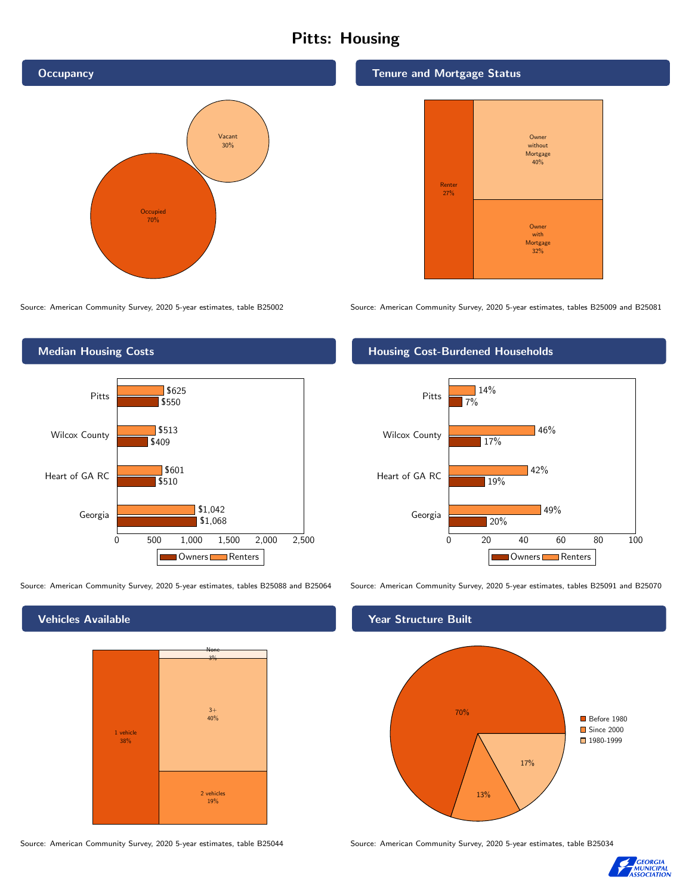# Pitts: Housing

## Occupancy

Vacant
30%

Occupied
70%

Source: American Community Survey, 2020 5-year estimates, table B25002

## Tenure and Mortgage Status

Renter
27%

Owner
without
Mortgage
40%

Owner
with
Mortgage
32%

Source: American Community Survey, 2020 5-year estimates, tables B25009 and B25081

## Median Housing Costs

Pitts
$625
$550

Wilcox County
$513
$409

Heart of GA RC
$601
$510

Georgia
$1,042
$1,068

0 500 1,000 1,500 2,000 2,500

Owners Renters

Source: American Community Survey, 2020 5-year estimates, tables B25088 and B25064

## Housing Cost-Burdened Households

Pitts
14%
7%

Wilcox County
46%
17%

Heart of GA RC
42%
19%

Georgia
49%
20%

0 20 40 60 80 100

Owners Renters

Source: American Community Survey, 2020 5-year estimates, tables B25091 and B25070

## Vehicles Available

None
3%

1 vehicle
38%

3+
40%

2 vehicles
19%

Source: American Community Survey, 2020 5-year estimates, table B25044

## Year Structure Built

70%

13%

17%

Before 1980
Since 2000
1980-1999

Source: American Community Survey, 2020 5-year estimates, table B25034

GEORGIA MUNICIPAL ASSOCIATION